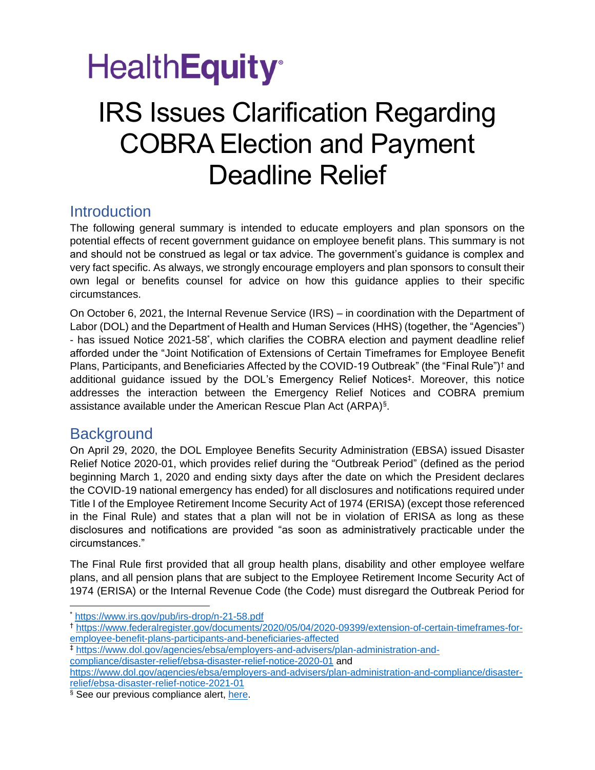# HealthEquity

# IRS Issues Clarification Regarding COBRA Election and Payment Deadline Relief

## Introduction

The following general summary is intended to educate employers and plan sponsors on the potential effects of recent government guidance on employee benefit plans. This summary is not and should not be construed as legal or tax advice. The government's guidance is complex and very fact specific. As always, we strongly encourage employers and plan sponsors to consult their own legal or benefits counsel for advice on how this guidance applies to their specific circumstances.

On October 6, 2021, the Internal Revenue Service (IRS) – in coordination with the Department of Labor (DOL) and the Department of Health and Human Services (HHS) (together, the "Agencies") - has issued Notice 2021-58[*], which clarifies the COBRA election and payment deadline relief afforded under the "Joint Notification of Extensions of Certain Timeframes for Employee Benefit Plans, Participants, and Beneficiaries Affected by the COVID-19 Outbreak" (the "Final Rule")[†] and additional guidance issued by the DOL's Emergency Relief Notices[‡]. Moreover, this notice addresses the interaction between the Emergency Relief Notices and COBRA premium assistance available under the American Rescue Plan Act (ARPA)[§].

## Background

On April 29, 2020, the DOL Employee Benefits Security Administration (EBSA) issued Disaster Relief Notice 2020-01, which provides relief during the "Outbreak Period" (defined as the period beginning March 1, 2020 and ending sixty days after the date on which the President declares the COVID-19 national emergency has ended) for all disclosures and notifications required under Title I of the Employee Retirement Income Security Act of 1974 (ERISA) (except those referenced in the Final Rule) and states that a plan will not be in violation of ERISA as long as these disclosures and notifications are provided "as soon as administratively practicable under the circumstances."

The Final Rule first provided that all group health plans, disability and other employee welfare plans, and all pension plans that are subject to the Employee Retirement Income Security Act of 1974 (ERISA) or the Internal Revenue Code (the Code) must disregard the Outbreak Period for

---

[*] https://www.irs.gov/pub/irs-drop/n-21-58.pdf

[†] https://www.federalregister.gov/documents/2020/05/04/2020-09399/extension-of-certain-timeframes-for-employee-benefit-plans-participants-and-beneficiaries-affected

[‡] https://www.dol.gov/agencies/ebsa/employers-and-advisers/plan-administration-and-compliance/disaster-relief/ebsa-disaster-relief-notice-2020-01 and https://www.dol.gov/agencies/ebsa/employers-and-advisers/plan-administration-and-compliance/disaster-relief/ebsa-disaster-relief-notice-2021-01

[§] See our previous compliance alert, here.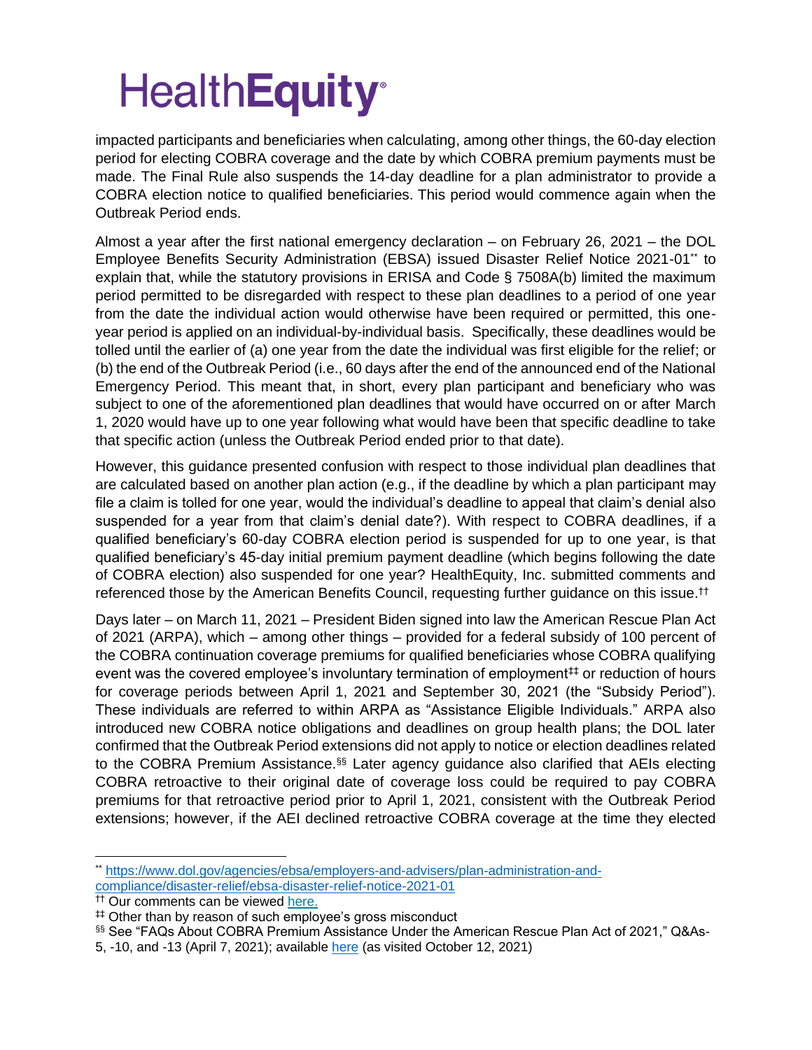impacted participants and beneficiaries when calculating, among other things, the 60-day election period for electing COBRA coverage and the date by which COBRA premium payments must be made. The Final Rule also suspends the 14-day deadline for a plan administrator to provide a COBRA election notice to qualified beneficiaries. This period would commence again when the Outbreak Period ends.

Almost a year after the first national emergency declaration – on February 26, 2021 – the DOL Employee Benefits Security Administration (EBSA) issued Disaster Relief Notice 2021-01[**] to explain that, while the statutory provisions in ERISA and Code § 7508A(b) limited the maximum period permitted to be disregarded with respect to these plan deadlines to a period of one year from the date the individual action would otherwise have been required or permitted, this one-year period is applied on an individual-by-individual basis. Specifically, these deadlines would be tolled until the earlier of (a) one year from the date the individual was first eligible for the relief; or (b) the end of the Outbreak Period (i.e., 60 days after the end of the announced end of the National Emergency Period. This meant that, in short, every plan participant and beneficiary who was subject to one of the aforementioned plan deadlines that would have occurred on or after March 1, 2020 would have up to one year following what would have been that specific deadline to take that specific action (unless the Outbreak Period ended prior to that date).

However, this guidance presented confusion with respect to those individual plan deadlines that are calculated based on another plan action (e.g., if the deadline by which a plan participant may file a claim is tolled for one year, would the individual's deadline to appeal that claim's denial also suspended for a year from that claim's denial date?). With respect to COBRA deadlines, if a qualified beneficiary's 60-day COBRA election period is suspended for up to one year, is that qualified beneficiary's 45-day initial premium payment deadline (which begins following the date of COBRA election) also suspended for one year? HealthEquity, Inc. submitted comments and referenced those by the American Benefits Council, requesting further guidance on this issue.[††]

Days later – on March 11, 2021 – President Biden signed into law the American Rescue Plan Act of 2021 (ARPA), which – among other things – provided for a federal subsidy of 100 percent of the COBRA continuation coverage premiums for qualified beneficiaries whose COBRA qualifying event was the covered employee's involuntary termination of employment[‡‡] or reduction of hours for coverage periods between April 1, 2021 and September 30, 2021 (the "Subsidy Period"). These individuals are referred to within ARPA as "Assistance Eligible Individuals." ARPA also introduced new COBRA notice obligations and deadlines on group health plans; the DOL later confirmed that the Outbreak Period extensions did not apply to notice or election deadlines related to the COBRA Premium Assistance.[§§] Later agency guidance also clarified that AEIs electing COBRA retroactive to their original date of coverage loss could be required to pay COBRA premiums for that retroactive period prior to April 1, 2021, consistent with the Outbreak Period extensions; however, if the AEI declined retroactive COBRA coverage at the time they elected

---

[**] https://www.dol.gov/agencies/ebsa/employers-and-advisers/plan-administration-and-compliance/disaster-relief/ebsa-disaster-relief-notice-2021-01

[††] Our comments can be viewed here.

[‡‡] Other than by reason of such employee's gross misconduct

[§§] See "FAQs About COBRA Premium Assistance Under the American Rescue Plan Act of 2021," Q&As-5, -10, and -13 (April 7, 2021); available here (as visited October 12, 2021)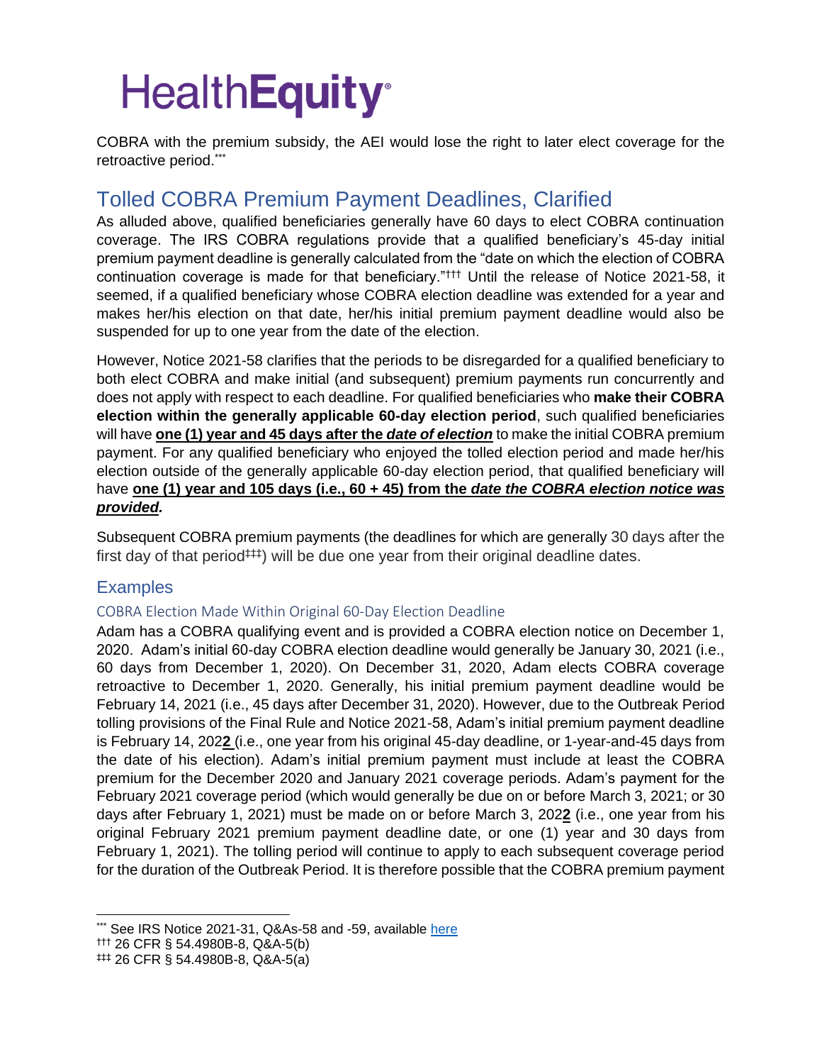COBRA with the premium subsidy, the AEI would lose the right to later elect coverage for the retroactive period.[***]

## Tolled COBRA Premium Payment Deadlines, Clarified

As alluded above, qualified beneficiaries generally have 60 days to elect COBRA continuation coverage. The IRS COBRA regulations provide that a qualified beneficiary's 45-day initial premium payment deadline is generally calculated from the "date on which the election of COBRA continuation coverage is made for that beneficiary."[†††] Until the release of Notice 2021-58, it seemed, if a qualified beneficiary whose COBRA election deadline was extended for a year and makes her/his election on that date, her/his initial premium payment deadline would also be suspended for up to one year from the date of the election.

However, Notice 2021-58 clarifies that the periods to be disregarded for a qualified beneficiary to both elect COBRA and make initial (and subsequent) premium payments run concurrently and does not apply with respect to each deadline. For qualified beneficiaries who **make their COBRA election within the generally applicable 60-day election period**, such qualified beneficiaries will have **<u>one (1) year and 45 days after the *date of election*</u>** to make the initial COBRA premium payment. For any qualified beneficiary who enjoyed the tolled election period and made her/his election outside of the generally applicable 60-day election period, that qualified beneficiary will have **<u>one (1) year and 105 days (i.e., 60 + 45) from the *date the COBRA election notice was provided*</u>*.***

Subsequent COBRA premium payments (the deadlines for which are generally 30 days after the first day of that period[‡‡‡]) will be due one year from their original deadline dates.

### Examples

#### COBRA Election Made Within Original 60-Day Election Deadline

Adam has a COBRA qualifying event and is provided a COBRA election notice on December 1, 2020. Adam's initial 60-day COBRA election deadline would generally be January 30, 2021 (i.e., 60 days from December 1, 2020). On December 31, 2020, Adam elects COBRA coverage retroactive to December 1, 2020. Generally, his initial premium payment deadline would be February 14, 2021 (i.e., 45 days after December 31, 2020). However, due to the Outbreak Period tolling provisions of the Final Rule and Notice 2021-58, Adam's initial premium payment deadline is February 14, 202**<u>2</u>** (i.e., one year from his original 45-day deadline, or 1-year-and-45 days from the date of his election). Adam's initial premium payment must include at least the COBRA premium for the December 2020 and January 2021 coverage periods. Adam's payment for the February 2021 coverage period (which would generally be due on or before March 3, 2021; or 30 days after February 1, 2021) must be made on or before March 3, 202**<u>2</u>** (i.e., one year from his original February 2021 premium payment deadline date, or one (1) year and 30 days from February 1, 2021). The tolling period will continue to apply to each subsequent coverage period for the duration of the Outbreak Period. It is therefore possible that the COBRA premium payment

---

[***] See IRS Notice 2021-31, Q&As-58 and -59, available here

[†††] 26 CFR § 54.4980B-8, Q&A-5(b)

[‡‡‡] 26 CFR § 54.4980B-8, Q&A-5(a)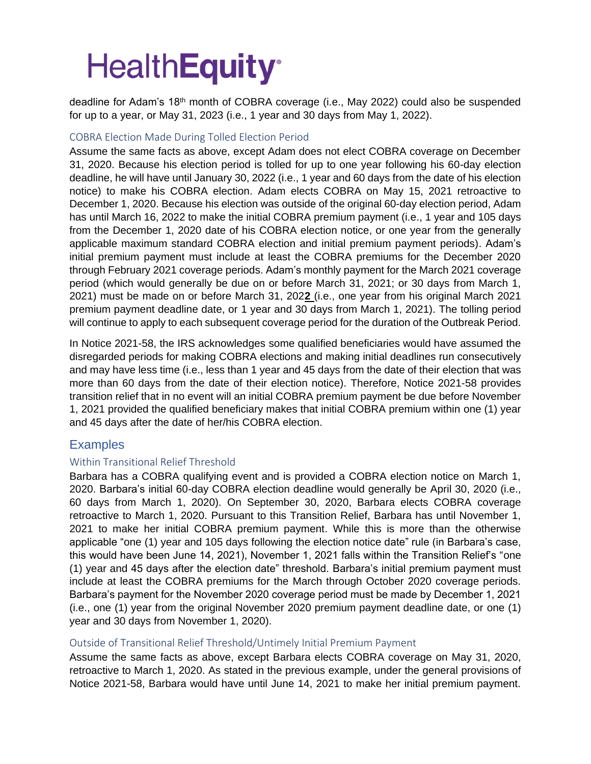deadline for Adam's 18th month of COBRA coverage (i.e., May 2022) could also be suspended for up to a year, or May 31, 2023 (i.e., 1 year and 30 days from May 1, 2022).

### COBRA Election Made During Tolled Election Period

Assume the same facts as above, except Adam does not elect COBRA coverage on December 31, 2020. Because his election period is tolled for up to one year following his 60-day election deadline, he will have until January 30, 2022 (i.e., 1 year and 60 days from the date of his election notice) to make his COBRA election. Adam elects COBRA on May 15, 2021 retroactive to December 1, 2020. Because his election was outside of the original 60-day election period, Adam has until March 16, 2022 to make the initial COBRA premium payment (i.e., 1 year and 105 days from the December 1, 2020 date of his COBRA election notice, or one year from the generally applicable maximum standard COBRA election and initial premium payment periods). Adam's initial premium payment must include at least the COBRA premiums for the December 2020 through February 2021 coverage periods. Adam's monthly payment for the March 2021 coverage period (which would generally be due on or before March 31, 2021; or 30 days from March 1, 2021) must be made on or before March 31, 202**2** (i.e., one year from his original March 2021 premium payment deadline date, or 1 year and 30 days from March 1, 2021). The tolling period will continue to apply to each subsequent coverage period for the duration of the Outbreak Period.

In Notice 2021-58, the IRS acknowledges some qualified beneficiaries would have assumed the disregarded periods for making COBRA elections and making initial deadlines run consecutively and may have less time (i.e., less than 1 year and 45 days from the date of their election that was more than 60 days from the date of their election notice). Therefore, Notice 2021-58 provides transition relief that in no event will an initial COBRA premium payment be due before November 1, 2021 provided the qualified beneficiary makes that initial COBRA premium within one (1) year and 45 days after the date of her/his COBRA election.

## Examples

### Within Transitional Relief Threshold

Barbara has a COBRA qualifying event and is provided a COBRA election notice on March 1, 2020. Barbara's initial 60-day COBRA election deadline would generally be April 30, 2020 (i.e., 60 days from March 1, 2020). On September 30, 2020, Barbara elects COBRA coverage retroactive to March 1, 2020. Pursuant to this Transition Relief, Barbara has until November 1, 2021 to make her initial COBRA premium payment. While this is more than the otherwise applicable "one (1) year and 105 days following the election notice date" rule (in Barbara's case, this would have been June 14, 2021), November 1, 2021 falls within the Transition Relief's "one (1) year and 45 days after the election date" threshold. Barbara's initial premium payment must include at least the COBRA premiums for the March through October 2020 coverage periods. Barbara's payment for the November 2020 coverage period must be made by December 1, 2021 (i.e., one (1) year from the original November 2020 premium payment deadline date, or one (1) year and 30 days from November 1, 2020).

### Outside of Transitional Relief Threshold/Untimely Initial Premium Payment

Assume the same facts as above, except Barbara elects COBRA coverage on May 31, 2020, retroactive to March 1, 2020. As stated in the previous example, under the general provisions of Notice 2021-58, Barbara would have until June 14, 2021 to make her initial premium payment.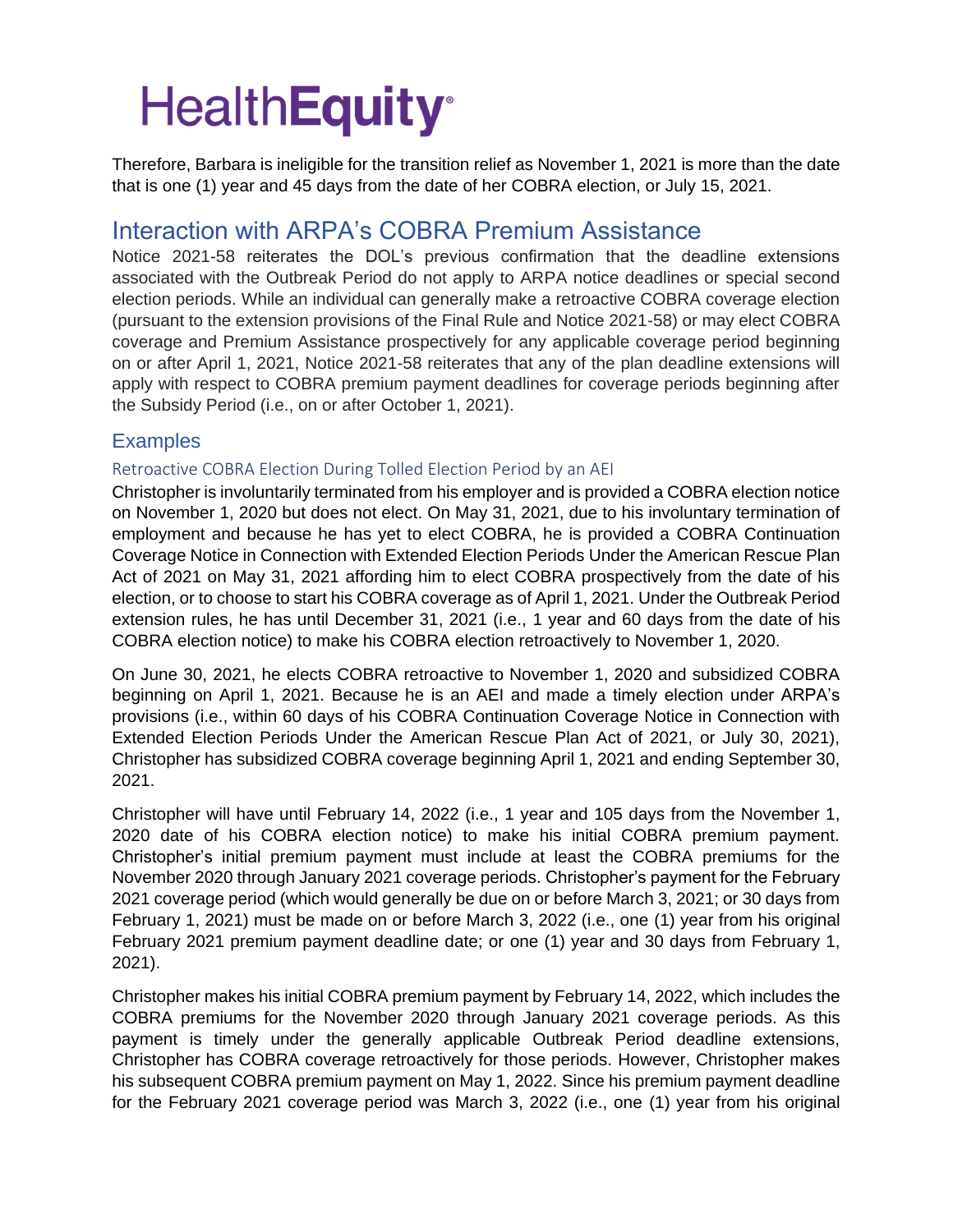Therefore, Barbara is ineligible for the transition relief as November 1, 2021 is more than the date that is one (1) year and 45 days from the date of her COBRA election, or July 15, 2021.

## Interaction with ARPA's COBRA Premium Assistance

Notice 2021-58 reiterates the DOL's previous confirmation that the deadline extensions associated with the Outbreak Period do not apply to ARPA notice deadlines or special second election periods. While an individual can generally make a retroactive COBRA coverage election (pursuant to the extension provisions of the Final Rule and Notice 2021-58) or may elect COBRA coverage and Premium Assistance prospectively for any applicable coverage period beginning on or after April 1, 2021, Notice 2021-58 reiterates that any of the plan deadline extensions will apply with respect to COBRA premium payment deadlines for coverage periods beginning after the Subsidy Period (i.e., on or after October 1, 2021).

### Examples

#### Retroactive COBRA Election During Tolled Election Period by an AEI

Christopher is involuntarily terminated from his employer and is provided a COBRA election notice on November 1, 2020 but does not elect. On May 31, 2021, due to his involuntary termination of employment and because he has yet to elect COBRA, he is provided a COBRA Continuation Coverage Notice in Connection with Extended Election Periods Under the American Rescue Plan Act of 2021 on May 31, 2021 affording him to elect COBRA prospectively from the date of his election, or to choose to start his COBRA coverage as of April 1, 2021. Under the Outbreak Period extension rules, he has until December 31, 2021 (i.e., 1 year and 60 days from the date of his COBRA election notice) to make his COBRA election retroactively to November 1, 2020.

On June 30, 2021, he elects COBRA retroactive to November 1, 2020 and subsidized COBRA beginning on April 1, 2021. Because he is an AEI and made a timely election under ARPA's provisions (i.e., within 60 days of his COBRA Continuation Coverage Notice in Connection with Extended Election Periods Under the American Rescue Plan Act of 2021, or July 30, 2021), Christopher has subsidized COBRA coverage beginning April 1, 2021 and ending September 30, 2021.

Christopher will have until February 14, 2022 (i.e., 1 year and 105 days from the November 1, 2020 date of his COBRA election notice) to make his initial COBRA premium payment. Christopher's initial premium payment must include at least the COBRA premiums for the November 2020 through January 2021 coverage periods. Christopher's payment for the February 2021 coverage period (which would generally be due on or before March 3, 2021; or 30 days from February 1, 2021) must be made on or before March 3, 2022 (i.e., one (1) year from his original February 2021 premium payment deadline date; or one (1) year and 30 days from February 1, 2021).

Christopher makes his initial COBRA premium payment by February 14, 2022, which includes the COBRA premiums for the November 2020 through January 2021 coverage periods. As this payment is timely under the generally applicable Outbreak Period deadline extensions, Christopher has COBRA coverage retroactively for those periods. However, Christopher makes his subsequent COBRA premium payment on May 1, 2022. Since his premium payment deadline for the February 2021 coverage period was March 3, 2022 (i.e., one (1) year from his original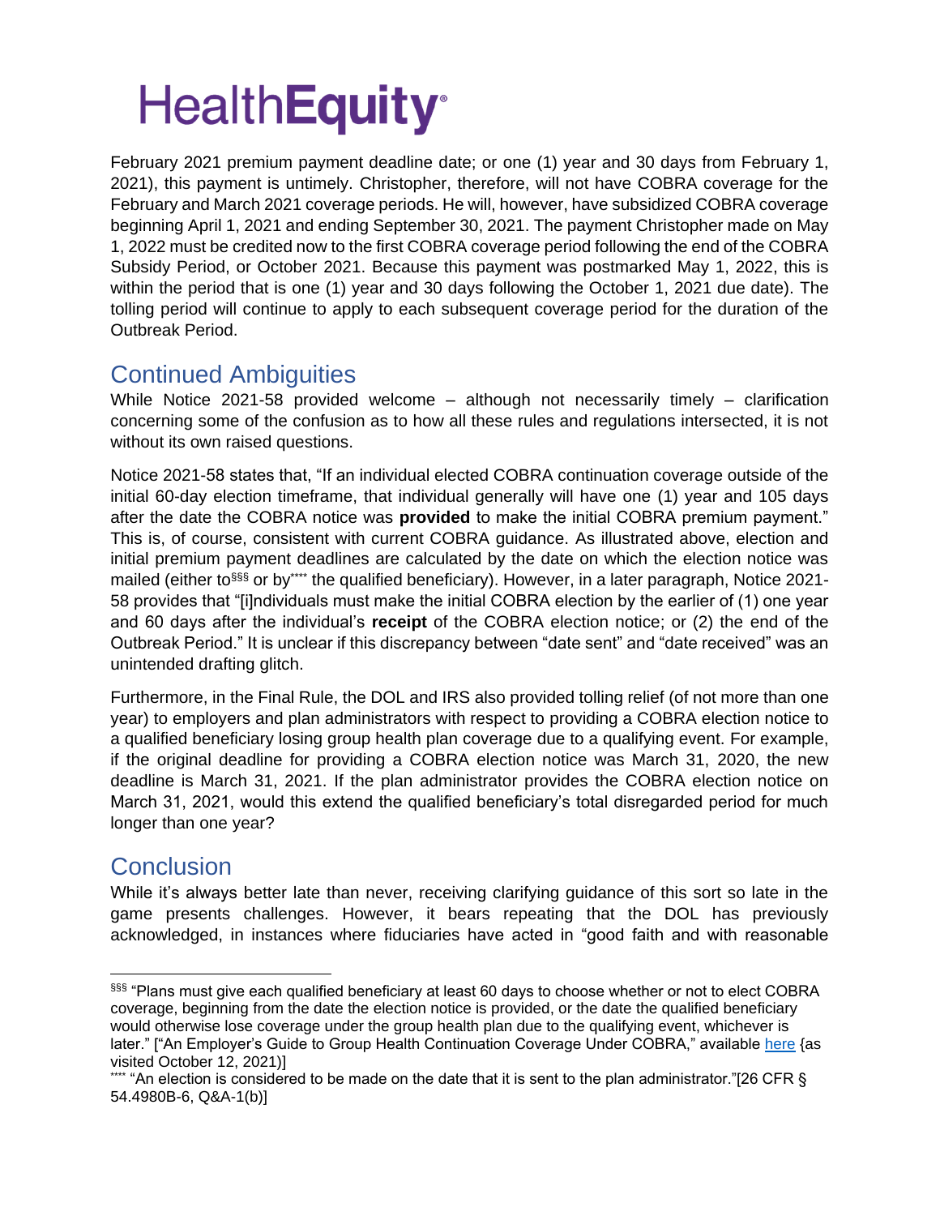February 2021 premium payment deadline date; or one (1) year and 30 days from February 1, 2021), this payment is untimely. Christopher, therefore, will not have COBRA coverage for the February and March 2021 coverage periods. He will, however, have subsidized COBRA coverage beginning April 1, 2021 and ending September 30, 2021. The payment Christopher made on May 1, 2022 must be credited now to the first COBRA coverage period following the end of the COBRA Subsidy Period, or October 2021. Because this payment was postmarked May 1, 2022, this is within the period that is one (1) year and 30 days following the October 1, 2021 due date). The tolling period will continue to apply to each subsequent coverage period for the duration of the Outbreak Period.

## Continued Ambiguities

While Notice 2021-58 provided welcome – although not necessarily timely – clarification concerning some of the confusion as to how all these rules and regulations intersected, it is not without its own raised questions.

Notice 2021-58 states that, "If an individual elected COBRA continuation coverage outside of the initial 60-day election timeframe, that individual generally will have one (1) year and 105 days after the date the COBRA notice was **provided** to make the initial COBRA premium payment." This is, of course, consistent with current COBRA guidance. As illustrated above, election and initial premium payment deadlines are calculated by the date on which the election notice was mailed (either to[§§§] or by[****] the qualified beneficiary). However, in a later paragraph, Notice 2021-58 provides that "[i]ndividuals must make the initial COBRA election by the earlier of (1) one year and 60 days after the individual's **receipt** of the COBRA election notice; or (2) the end of the Outbreak Period." It is unclear if this discrepancy between "date sent" and "date received" was an unintended drafting glitch.

Furthermore, in the Final Rule, the DOL and IRS also provided tolling relief (of not more than one year) to employers and plan administrators with respect to providing a COBRA election notice to a qualified beneficiary losing group health plan coverage due to a qualifying event. For example, if the original deadline for providing a COBRA election notice was March 31, 2020, the new deadline is March 31, 2021. If the plan administrator provides the COBRA election notice on March 31, 2021, would this extend the qualified beneficiary's total disregarded period for much longer than one year?

## Conclusion

While it's always better late than never, receiving clarifying guidance of this sort so late in the game presents challenges. However, it bears repeating that the DOL has previously acknowledged, in instances where fiduciaries have acted in "good faith and with reasonable

---

[§§§] "Plans must give each qualified beneficiary at least 60 days to choose whether or not to elect COBRA coverage, beginning from the date the election notice is provided, or the date the qualified beneficiary would otherwise lose coverage under the group health plan due to the qualifying event, whichever is later." ["An Employer's Guide to Group Health Continuation Coverage Under COBRA," available here {as visited October 12, 2021)]

[****] "An election is considered to be made on the date that it is sent to the plan administrator."[26 CFR § 54.4980B-6, Q&A-1(b)]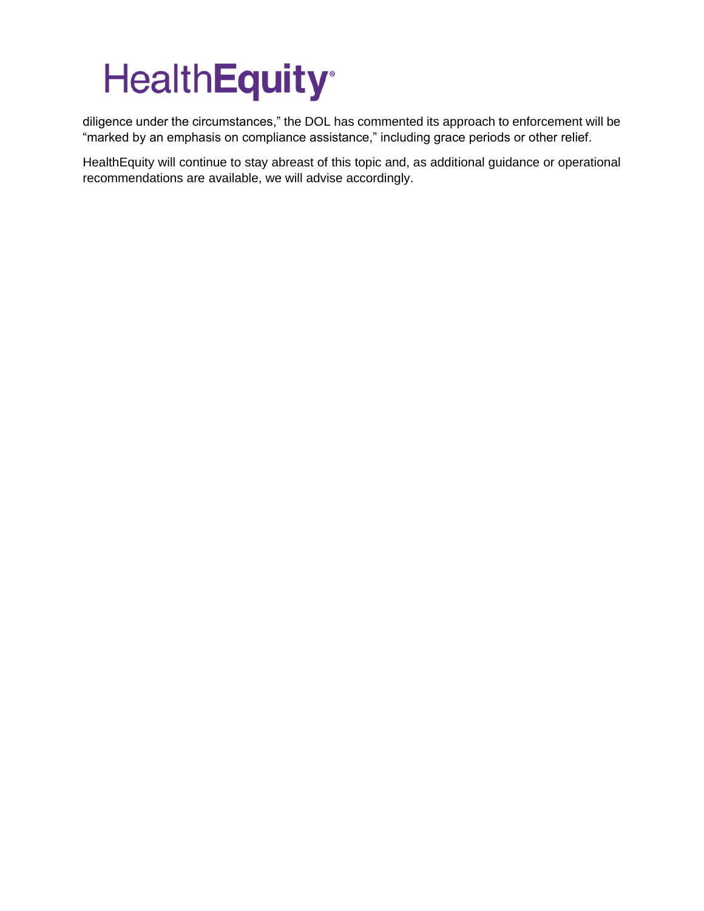diligence under the circumstances," the DOL has commented its approach to enforcement will be "marked by an emphasis on compliance assistance," including grace periods or other relief.

HealthEquity will continue to stay abreast of this topic and, as additional guidance or operational recommendations are available, we will advise accordingly.